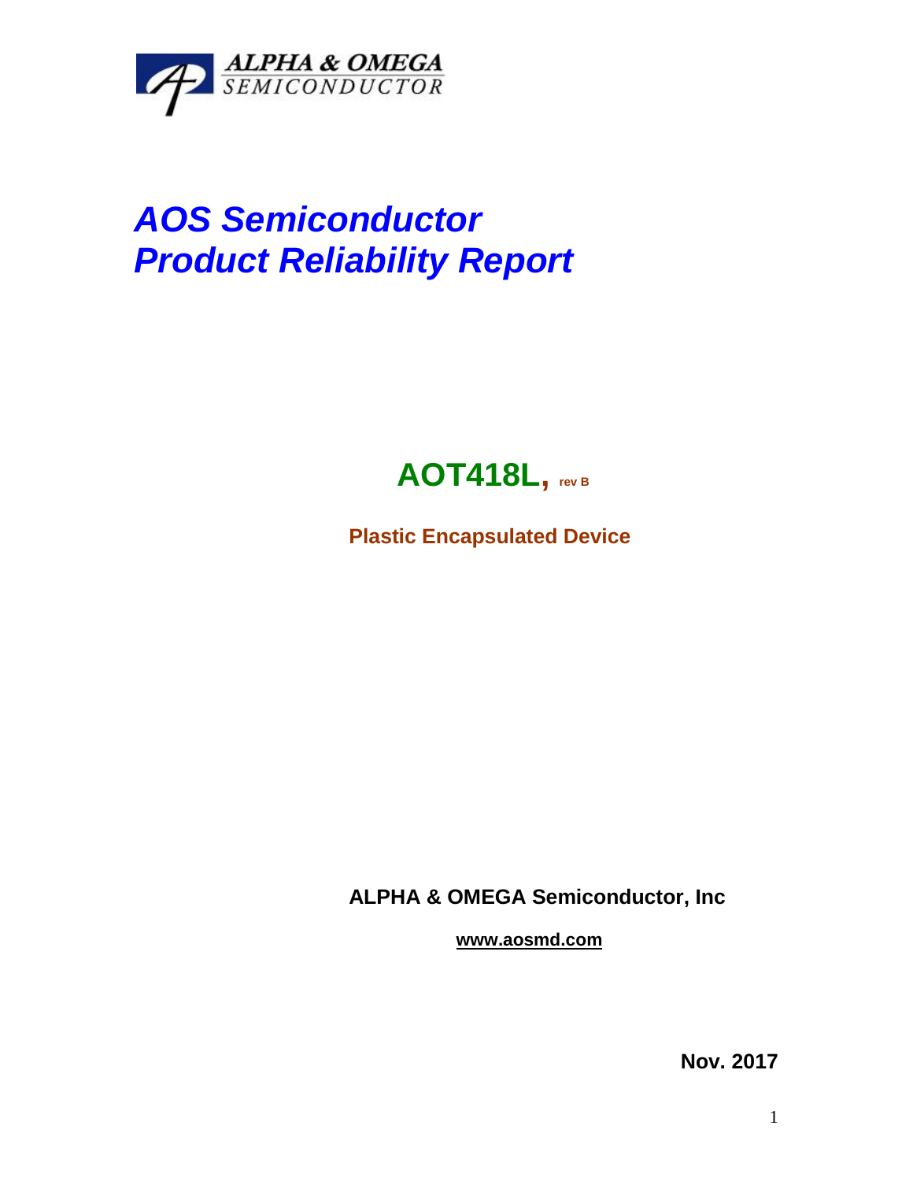ALPHA & OMEGA
SEMICONDUCTOR

# *AOS Semiconductor*
# *Product Reliability Report*

## AOT418L, rev B

**Plastic Encapsulated Device**

**ALPHA & OMEGA Semiconductor, Inc**

**www.aosmd.com**

**Nov. 2017**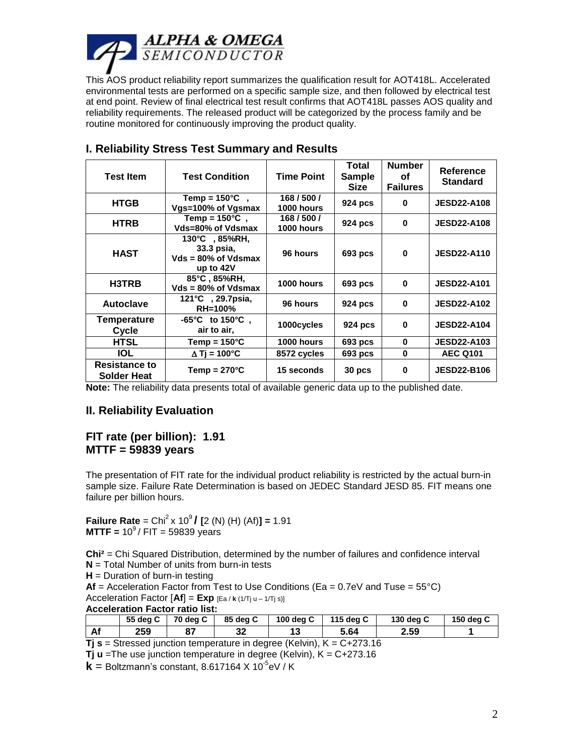This AOS product reliability report summarizes the qualification result for AOT418L. Accelerated environmental tests are performed on a specific sample size, and then followed by electrical test at end point. Review of final electrical test result confirms that AOT418L passes AOS quality and reliability requirements. The released product will be categorized by the process family and be routine monitored for continuously improving the product quality.

## I. Reliability Stress Test Summary and Results

| Test Item | Test Condition | Time Point | Total Sample Size | Number of Failures | Reference Standard |
|---|---|---|---|---|---|
| HTGB | Temp = 150°C , Vgs=100% of Vgsmax | 168 / 500 / 1000 hours | 924 pcs | 0 | JESD22-A108 |
| HTRB | Temp = 150°C , Vds=80% of Vdsmax | 168 / 500 / 1000 hours | 924 pcs | 0 | JESD22-A108 |
| HAST | 130°C , 85%RH, 33.3 psia, Vds = 80% of Vdsmax up to 42V | 96 hours | 693 pcs | 0 | JESD22-A110 |
| H3TRB | 85°C , 85%RH, Vds = 80% of Vdsmax | 1000 hours | 693 pcs | 0 | JESD22-A101 |
| Autoclave | 121°C , 29.7psia, RH=100% | 96 hours | 924 pcs | 0 | JESD22-A102 |
| Temperature Cycle | -65°C to 150°C , air to air, | 1000cycles | 924 pcs | 0 | JESD22-A104 |
| HTSL | Temp = 150°C | 1000 hours | 693 pcs | 0 | JESD22-A103 |
| IOL | ∆ Tj = 100°C | 8572 cycles | 693 pcs | 0 | AEC Q101 |
| Resistance to Solder Heat | Temp = 270°C | 15 seconds | 30 pcs | 0 | JESD22-B106 |

**Note:** The reliability data presents total of available generic data up to the published date.

## II. Reliability Evaluation

### FIT rate (per billion): 1.91
### MTTF = 59839 years

The presentation of FIT rate for the individual product reliability is restricted by the actual burn-in sample size. Failure Rate Determination is based on JEDEC Standard JESD 85. FIT means one failure per billion hours.

**Failure Rate** = $Chi^2 \times 10^9$ **/ [**2 (N) (H) (Af)**] =** 1.91
**MTTF =** $10^9$ / FIT = 59839 years

**Chi²** = Chi Squared Distribution, determined by the number of failures and confidence interval
**N** = Total Number of units from burn-in tests
**H** = Duration of burn-in testing
**Af** = Acceleration Factor from Test to Use Conditions (Ea = 0.7eV and Tuse = 55°C)
Acceleration Factor [**Af**] = **Exp** [Ea / **k** (1/Tj u – 1/Tj s)]
**Acceleration Factor ratio list:**

| | 55 deg C | 70 deg C | 85 deg C | 100 deg C | 115 deg C | 130 deg C | 150 deg C |
|---|---|---|---|---|---|---|---|
| Af | 259 | 87 | 32 | 13 | 5.64 | 2.59 | 1 |

**Tj s** = Stressed junction temperature in degree (Kelvin), K = C+273.16
**Tj u** =The use junction temperature in degree (Kelvin), K = C+273.16
**k** = Boltzmann's constant, $8.617164 \times 10^{-5}$eV / K